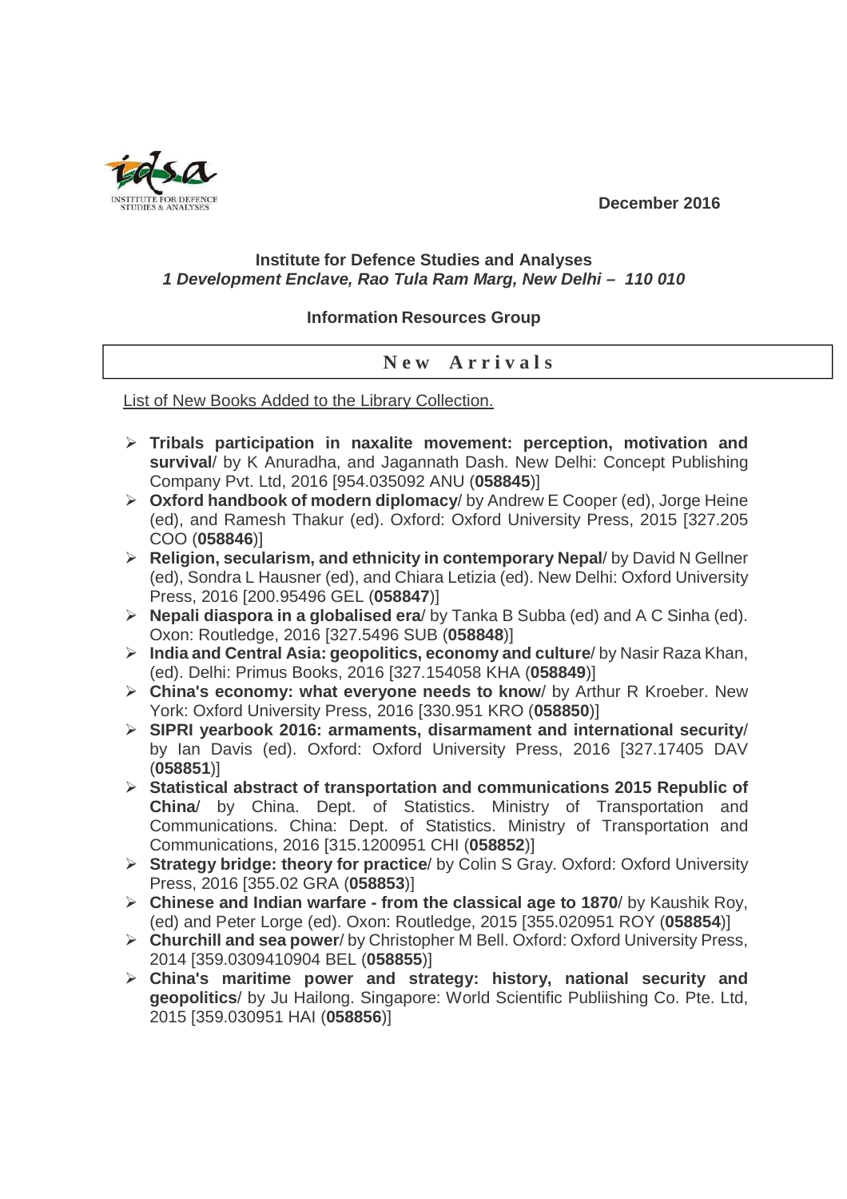December 2016

**Institute for Defence Studies and Analyses**
***1 Development Enclave, Rao Tula Ram Marg, New Delhi – 110 010***

**Information Resources Group**

## New Arrivals

List of New Books Added to the Library Collection.

- **Tribals participation in naxalite movement: perception, motivation and survival**/ by K Anuradha, and Jagannath Dash. New Delhi: Concept Publishing Company Pvt. Ltd, 2016 [954.035092 ANU (**058845**)]
- **Oxford handbook of modern diplomacy**/ by Andrew E Cooper (ed), Jorge Heine (ed), and Ramesh Thakur (ed). Oxford: Oxford University Press, 2015 [327.205 COO (**058846**)]
- **Religion, secularism, and ethnicity in contemporary Nepal**/ by David N Gellner (ed), Sondra L Hausner (ed), and Chiara Letizia (ed). New Delhi: Oxford University Press, 2016 [200.95496 GEL (**058847**)]
- **Nepali diaspora in a globalised era**/ by Tanka B Subba (ed) and A C Sinha (ed). Oxon: Routledge, 2016 [327.5496 SUB (**058848**)]
- **India and Central Asia: geopolitics, economy and culture**/ by Nasir Raza Khan, (ed). Delhi: Primus Books, 2016 [327.154058 KHA (**058849**)]
- **China's economy: what everyone needs to know**/ by Arthur R Kroeber. New York: Oxford University Press, 2016 [330.951 KRO (**058850**)]
- **SIPRI yearbook 2016: armaments, disarmament and international security**/ by Ian Davis (ed). Oxford: Oxford University Press, 2016 [327.17405 DAV (**058851**)]
- **Statistical abstract of transportation and communications 2015 Republic of China**/ by China. Dept. of Statistics. Ministry of Transportation and Communications. China: Dept. of Statistics. Ministry of Transportation and Communications, 2016 [315.1200951 CHI (**058852**)]
- **Strategy bridge: theory for practice**/ by Colin S Gray. Oxford: Oxford University Press, 2016 [355.02 GRA (**058853**)]
- **Chinese and Indian warfare - from the classical age to 1870**/ by Kaushik Roy, (ed) and Peter Lorge (ed). Oxon: Routledge, 2015 [355.020951 ROY (**058854**)]
- **Churchill and sea power**/ by Christopher M Bell. Oxford: Oxford University Press, 2014 [359.0309410904 BEL (**058855**)]
- **China's maritime power and strategy: history, national security and geopolitics**/ by Ju Hailong. Singapore: World Scientific Publiishing Co. Pte. Ltd, 2015 [359.030951 HAI (**058856**)]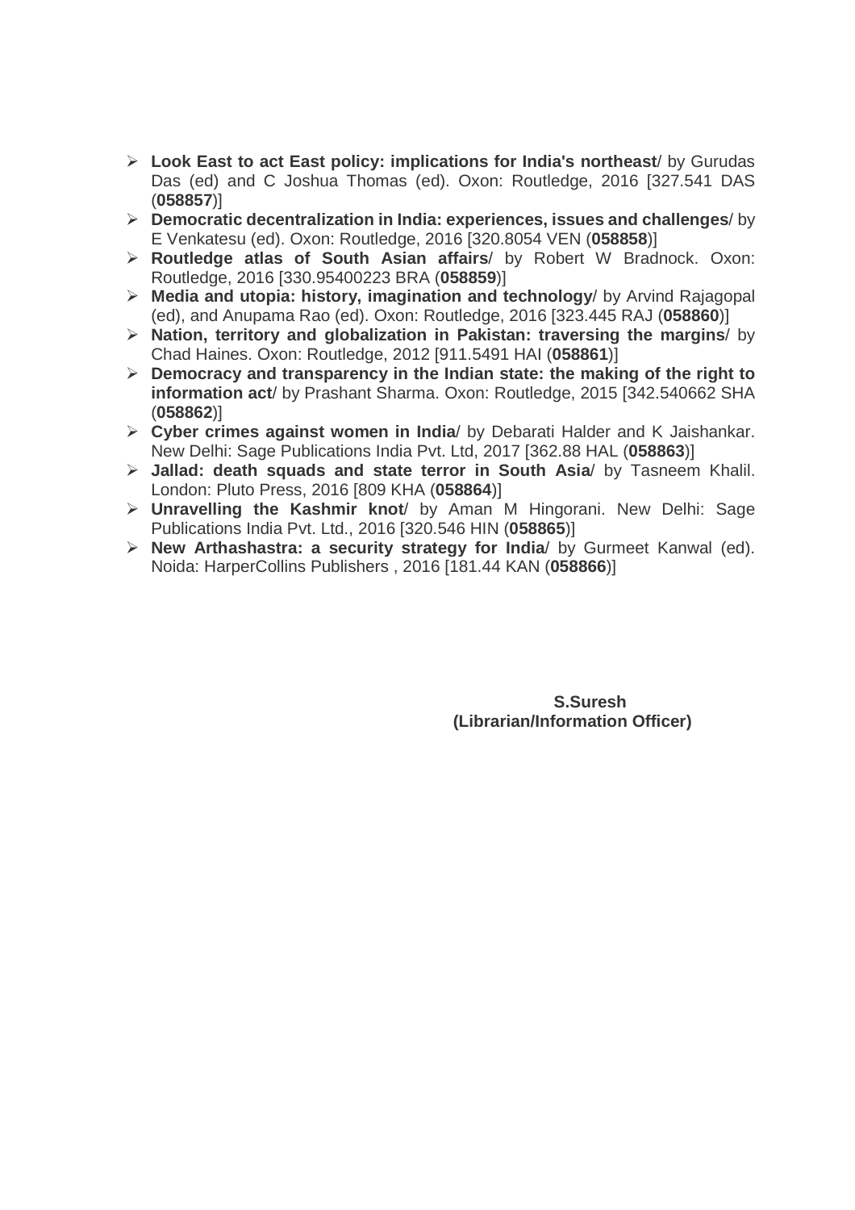- **Look East to act East policy: implications for India's northeast**/ by Gurudas Das (ed) and C Joshua Thomas (ed). Oxon: Routledge, 2016 [327.541 DAS (**058857**)]
- **Democratic decentralization in India: experiences, issues and challenges**/ by E Venkatesu (ed). Oxon: Routledge, 2016 [320.8054 VEN (**058858**)]
- **Routledge atlas of South Asian affairs**/ by Robert W Bradnock. Oxon: Routledge, 2016 [330.95400223 BRA (**058859**)]
- **Media and utopia: history, imagination and technology**/ by Arvind Rajagopal (ed), and Anupama Rao (ed). Oxon: Routledge, 2016 [323.445 RAJ (**058860**)]
- **Nation, territory and globalization in Pakistan: traversing the margins**/ by Chad Haines. Oxon: Routledge, 2012 [911.5491 HAI (**058861**)]
- **Democracy and transparency in the Indian state: the making of the right to information act**/ by Prashant Sharma. Oxon: Routledge, 2015 [342.540662 SHA (**058862**)]
- **Cyber crimes against women in India**/ by Debarati Halder and K Jaishankar. New Delhi: Sage Publications India Pvt. Ltd, 2017 [362.88 HAL (**058863**)]
- **Jallad: death squads and state terror in South Asia**/ by Tasneem Khalil. London: Pluto Press, 2016 [809 KHA (**058864**)]
- **Unravelling the Kashmir knot**/ by Aman M Hingorani. New Delhi: Sage Publications India Pvt. Ltd., 2016 [320.546 HIN (**058865**)]
- **New Arthashastra: a security strategy for India**/ by Gurmeet Kanwal (ed). Noida: HarperCollins Publishers , 2016 [181.44 KAN (**058866**)]

**S.Suresh**
**(Librarian/Information Officer)**